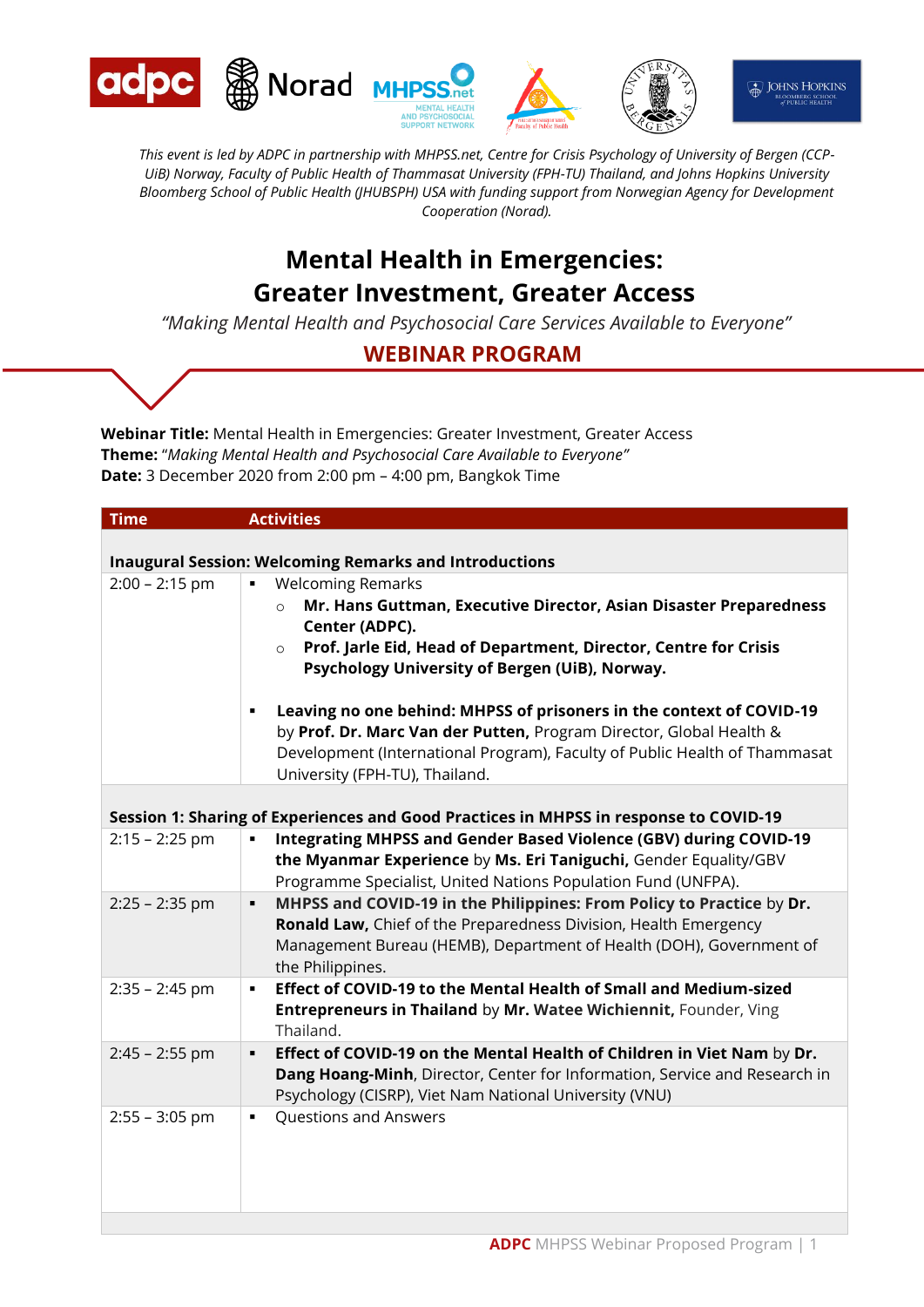*This event is led by ADPC in partnership with MHPSS.net, Centre for Crisis Psychology of University of Bergen (CCP-UiB) Norway, Faculty of Public Health of Thammasat University (FPH-TU) Thailand, and Johns Hopkins University Bloomberg School of Public Health (JHUBSPH) USA with funding support from Norwegian Agency for Development Cooperation (Norad).*

# Mental Health in Emergencies: Greater Investment, Greater Access

*"Making Mental Health and Psychosocial Care Services Available to Everyone"*

## WEBINAR PROGRAM

**Webinar Title:** Mental Health in Emergencies: Greater Investment, Greater Access
**Theme:** "*Making Mental Health and Psychosocial Care Available to Everyone"*
**Date:** 3 December 2020 from 2:00 pm – 4:00 pm, Bangkok Time

| Time | Activities |
|---|---|
| **Inaugural Session: Welcoming Remarks and Introductions** | |
| 2:00 – 2:15 pm | ▪ Welcoming Remarks<br>  ○ **Mr. Hans Guttman, Executive Director, Asian Disaster Preparedness Center (ADPC).**<br>  ○ **Prof. Jarle Eid, Head of Department, Director, Centre for Crisis Psychology University of Bergen (UiB), Norway.**<br><br>▪ **Leaving no one behind: MHPSS of prisoners in the context of COVID-19** by **Prof. Dr. Marc Van der Putten,** Program Director, Global Health & Development (International Program), Faculty of Public Health of Thammasat University (FPH-TU), Thailand. |
| **Session 1: Sharing of Experiences and Good Practices in MHPSS in response to COVID-19** | |
| 2:15 – 2:25 pm | ▪ **Integrating MHPSS and Gender Based Violence (GBV) during COVID-19 the Myanmar Experience** by **Ms. Eri Taniguchi,** Gender Equality/GBV Programme Specialist, United Nations Population Fund (UNFPA). |
| 2:25 – 2:35 pm | ▪ **MHPSS and COVID-19 in the Philippines: From Policy to Practice** by **Dr. Ronald Law,** Chief of the Preparedness Division, Health Emergency Management Bureau (HEMB), Department of Health (DOH), Government of the Philippines. |
| 2:35 – 2:45 pm | ▪ **Effect of COVID-19 to the Mental Health of Small and Medium-sized Entrepreneurs in Thailand** by **Mr. Watee Wichiennit,** Founder, Ving Thailand. |
| 2:45 – 2:55 pm | ▪ **Effect of COVID-19 on the Mental Health of Children in Viet Nam** by **Dr. Dang Hoang-Minh**, Director, Center for Information, Service and Research in Psychology (CISRP), Viet Nam National University (VNU) |
| 2:55 – 3:05 pm | ▪ Questions and Answers |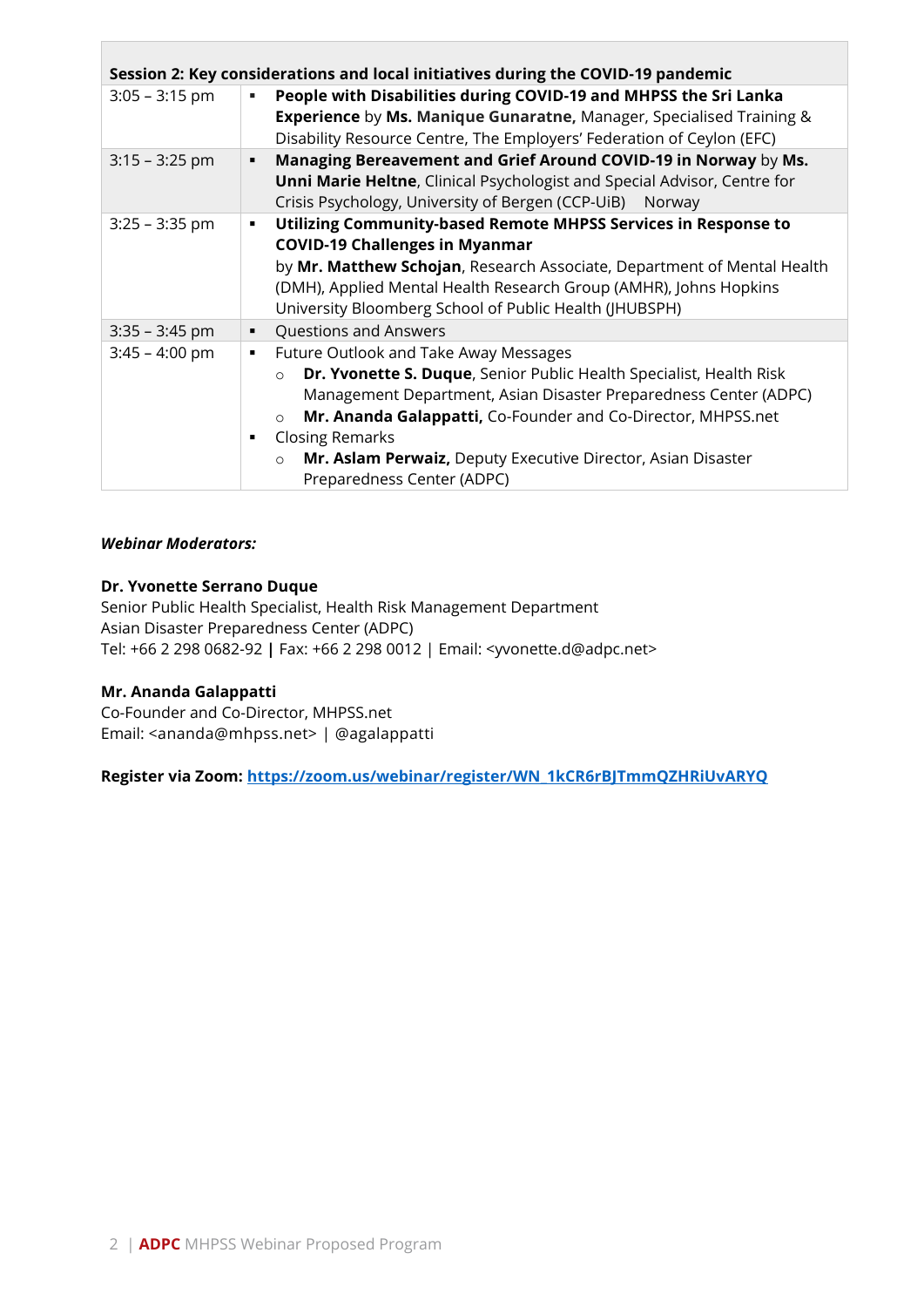| Session 2: Key considerations and local initiatives during the COVID-19 pandemic | |
|---|---|
| 3:05 – 3:15 pm | ▪ **People with Disabilities during COVID-19 and MHPSS the Sri Lanka Experience** by **Ms. Manique Gunaratne,** Manager, Specialised Training & Disability Resource Centre, The Employers' Federation of Ceylon (EFC) |
| 3:15 – 3:25 pm | ▪ **Managing Bereavement and Grief Around COVID-19 in Norway** by **Ms. Unni Marie Heltne**, Clinical Psychologist and Special Advisor, Centre for Crisis Psychology, University of Bergen (CCP-UiB) Norway |
| 3:25 – 3:35 pm | ▪ **Utilizing Community-based Remote MHPSS Services in Response to COVID-19 Challenges in Myanmar** by **Mr. Matthew Schojan**, Research Associate, Department of Mental Health (DMH), Applied Mental Health Research Group (AMHR), Johns Hopkins University Bloomberg School of Public Health (JHUBSPH) |
| 3:35 – 3:45 pm | ▪ Questions and Answers |
| 3:45 – 4:00 pm | ▪ Future Outlook and Take Away Messages<br>○ **Dr. Yvonette S. Duque**, Senior Public Health Specialist, Health Risk Management Department, Asian Disaster Preparedness Center (ADPC)<br>○ **Mr. Ananda Galappatti,** Co-Founder and Co-Director, MHPSS.net<br>▪ Closing Remarks<br>○ **Mr. Aslam Perwaiz,** Deputy Executive Director, Asian Disaster Preparedness Center (ADPC) |

***Webinar Moderators:***

**Dr. Yvonette Serrano Duque**
Senior Public Health Specialist, Health Risk Management Department
Asian Disaster Preparedness Center (ADPC)
Tel: +66 2 298 0682-92 **|** Fax: +66 2 298 0012 | Email: <yvonette.d@adpc.net>

**Mr. Ananda Galappatti**
Co-Founder and Co-Director, MHPSS.net
Email: <ananda@mhpss.net> | @agalappatti

**Register via Zoom: https://zoom.us/webinar/register/WN_1kCR6rBJTmmQZHRiUvARYQ**